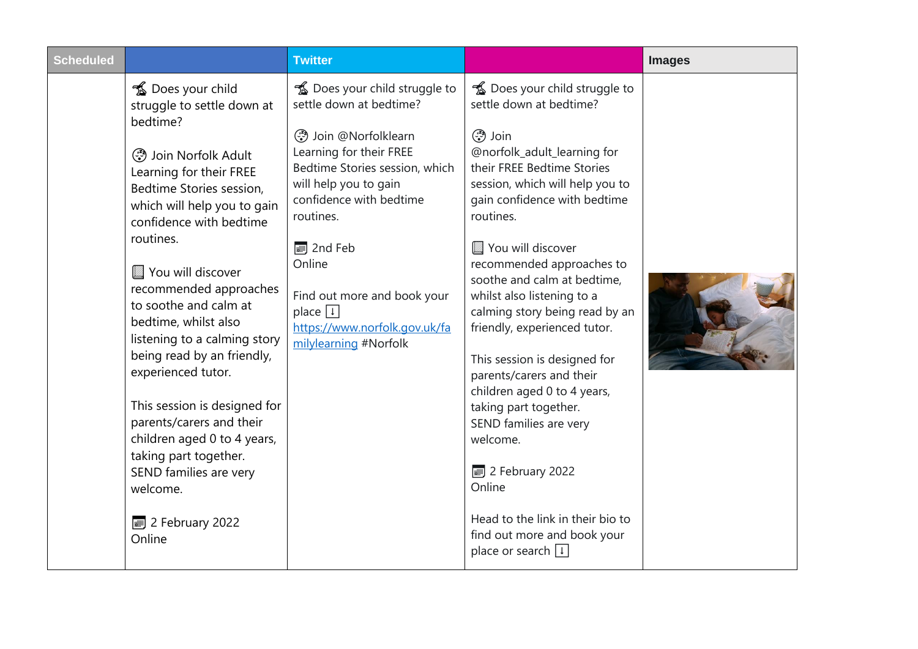| Scheduled | | Twitter | | Images |
|---|---|---|---|---|
| | 🌃 Does your child struggle to settle down at bedtime?<br><br>🌝 Join Norfolk Adult Learning for their FREE Bedtime Stories session, which will help you to gain confidence with bedtime routines.<br><br>📗 You will discover recommended approaches to soothe and calm at bedtime, whilst also listening to a calming story being read by an friendly, experienced tutor.<br><br>This session is designed for parents/carers and their children aged 0 to 4 years, taking part together.<br>SEND families are very welcome.<br><br>📅 2 February 2022<br>Online | 🌃 Does your child struggle to settle down at bedtime?<br><br>🌝 Join @Norfolklearn Learning for their FREE Bedtime Stories session, which will help you to gain confidence with bedtime routines.<br><br>📅 2nd Feb<br>Online<br><br>Find out more and book your place ⬇️ [https://www.norfolk.gov.uk/familylearning](https://www.norfolk.gov.uk/familylearning) #Norfolk | 🌃 Does your child struggle to settle down at bedtime?<br><br>🌝 Join @norfolk_adult_learning for their FREE Bedtime Stories session, which will help you to gain confidence with bedtime routines.<br><br>📗 You will discover recommended approaches to soothe and calm at bedtime, whilst also listening to a calming story being read by an friendly, experienced tutor.<br><br>This session is designed for parents/carers and their children aged 0 to 4 years, taking part together.<br>SEND families are very welcome.<br><br>📅 2 February 2022<br>Online<br><br>Head to the link in their bio to find out more and book your place or search ⬇️ | |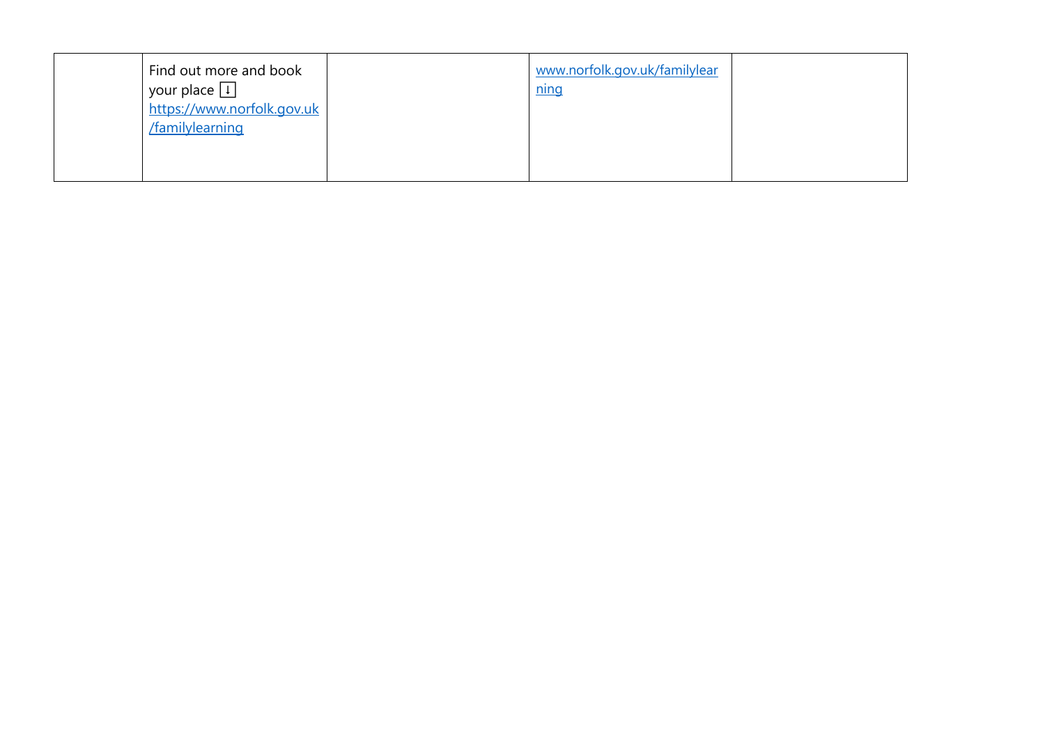| | | | | |
|---|---|---|---|---|
| | Find out more and book your place ↓ https://www.norfolk.gov.uk/familylearning | | www.norfolk.gov.uk/familylearning | |